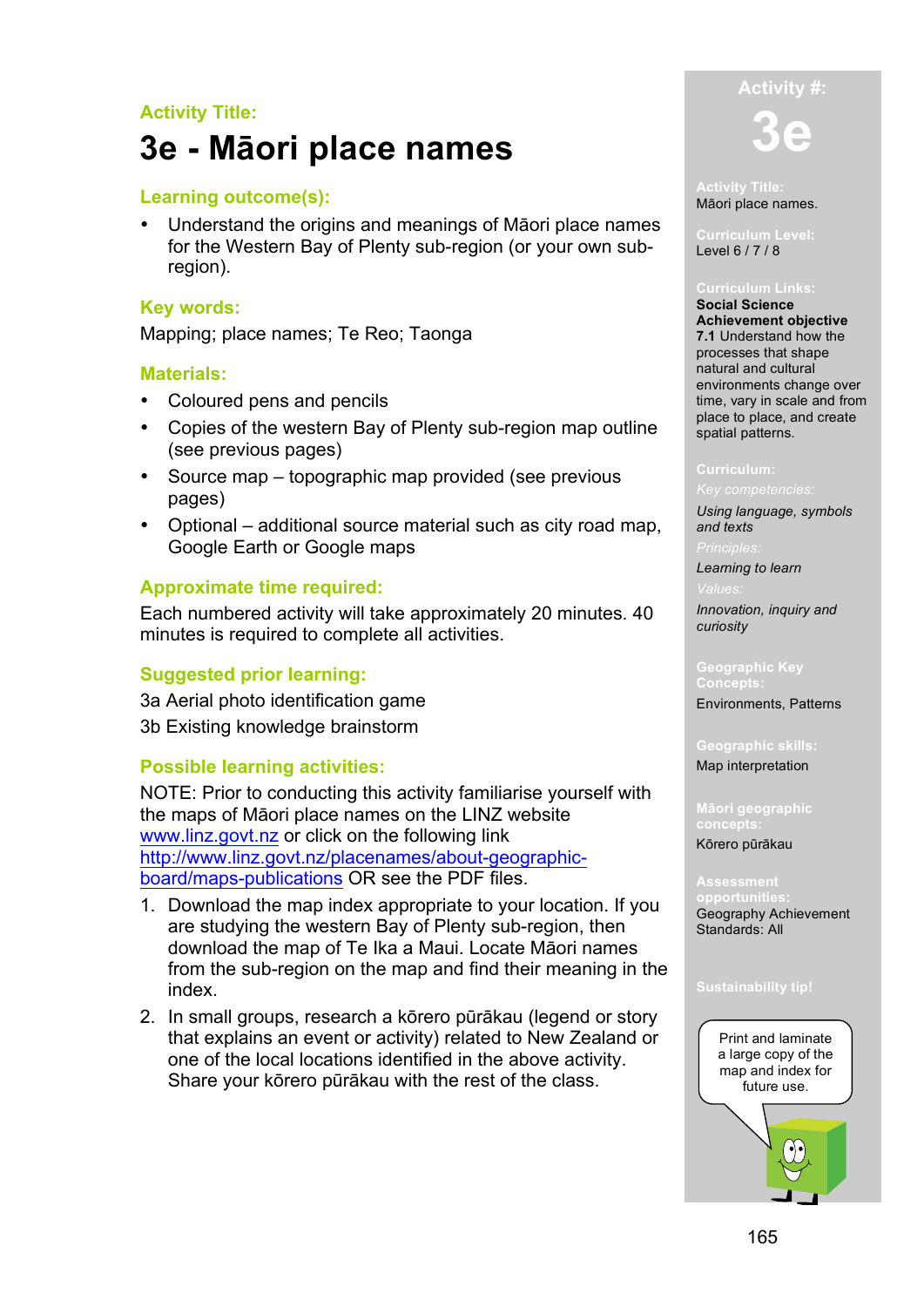Activity Title:

# 3e - Māori place names

## Learning outcome(s):

- Understand the origins and meanings of Māori place names for the Western Bay of Plenty sub-region (or your own sub-region).

## Key words:

Mapping; place names; Te Reo; Taonga

## Materials:

- Coloured pens and pencils
- Copies of the western Bay of Plenty sub-region map outline (see previous pages)
- Source map – topographic map provided (see previous pages)
- Optional – additional source material such as city road map, Google Earth or Google maps

## Approximate time required:

Each numbered activity will take approximately 20 minutes. 40 minutes is required to complete all activities.

## Suggested prior learning:

3a Aerial photo identification game

3b Existing knowledge brainstorm

## Possible learning activities:

NOTE: Prior to conducting this activity familiarise yourself with the maps of Māori place names on the LINZ website [www.linz.govt.nz](http://www.linz.govt.nz) or click on the following link [http://www.linz.govt.nz/placenames/about-geographic-board/maps-publications](http://www.linz.govt.nz/placenames/about-geographic-board/maps-publications) OR see the PDF files.

1. Download the map index appropriate to your location. If you are studying the western Bay of Plenty sub-region, then download the map of Te Ika a Maui. Locate Māori names from the sub-region on the map and find their meaning in the index.
2. In small groups, research a kōrero pūrākau (legend or story that explains an event or activity) related to New Zealand or one of the local locations identified in the above activity. Share your kōrero pūrākau with the rest of the class.

---

**Activity #:** 3e

**Activity Title:** Māori place names.

**Curriculum Level:** Level 6 / 7 / 8

**Curriculum Links:** **Social Science Achievement objective** **7.1** Understand how the processes that shape natural and cultural environments change over time, vary in scale and from place to place, and create spatial patterns.

**Curriculum:**

*Key competencies:* *Using language, symbols and texts*

*Principles:* *Learning to learn*

*Values:* *Innovation, inquiry and curiosity*

**Geographic Key Concepts:** Environments, Patterns

**Geographic skills:** Map interpretation

**Māori geographic concepts:** Kōrero pūrākau

**Assessment opportunities:** Geography Achievement Standards: All

**Sustainability tip!** Print and laminate a large copy of the map and index for future use.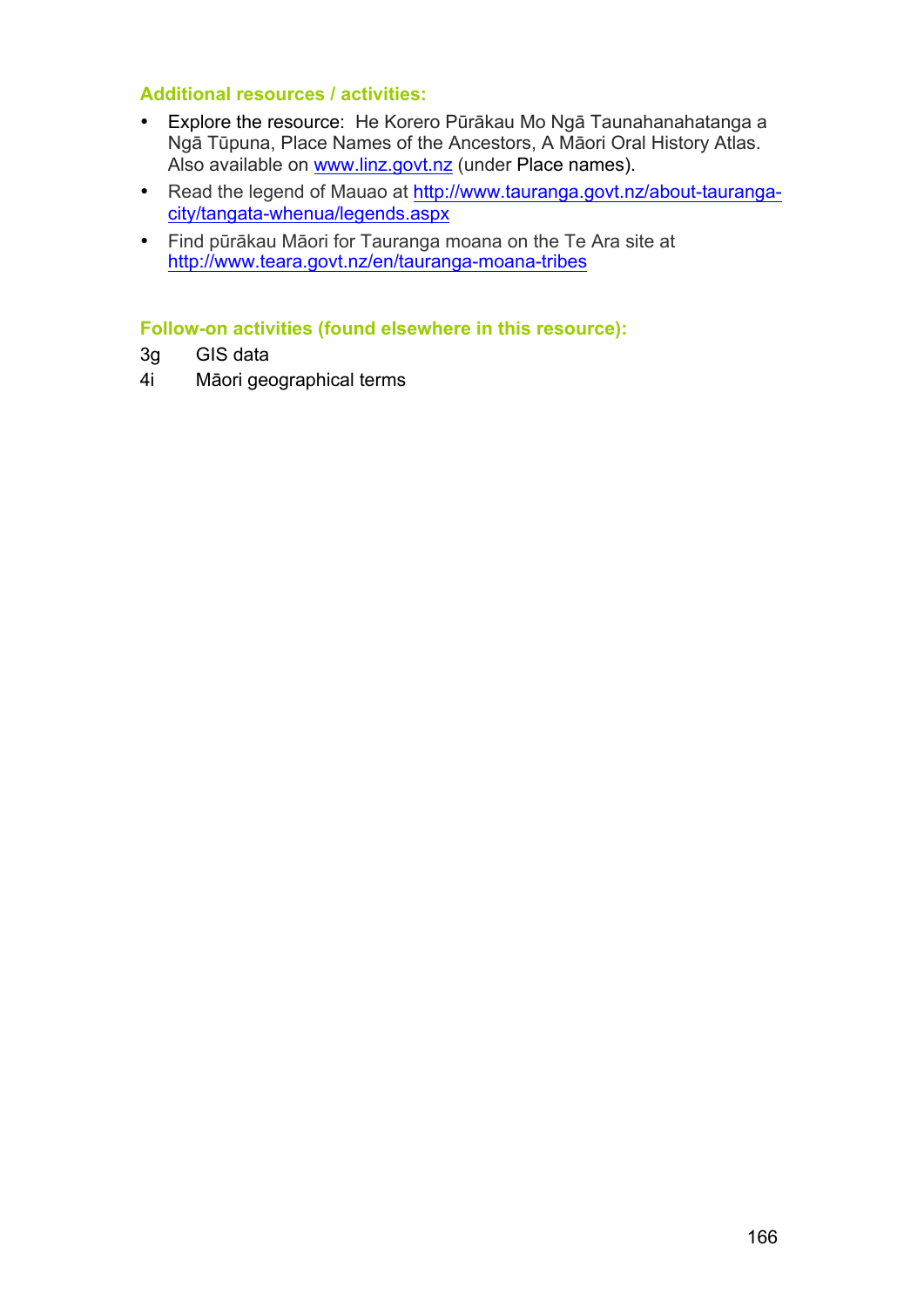### Additional resources / activities:

- Explore the resource: He Korero Pūrākau Mo Ngā Taunahanahatanga a Ngā Tūpuna, Place Names of the Ancestors, A Māori Oral History Atlas. Also available on www.linz.govt.nz (under Place names).
- Read the legend of Mauao at http://www.tauranga.govt.nz/about-tauranga-city/tangata-whenua/legends.aspx
- Find pūrākau Māori for Tauranga moana on the Te Ara site at http://www.teara.govt.nz/en/tauranga-moana-tribes

### Follow-on activities (found elsewhere in this resource):

3g GIS data

4i Māori geographical terms